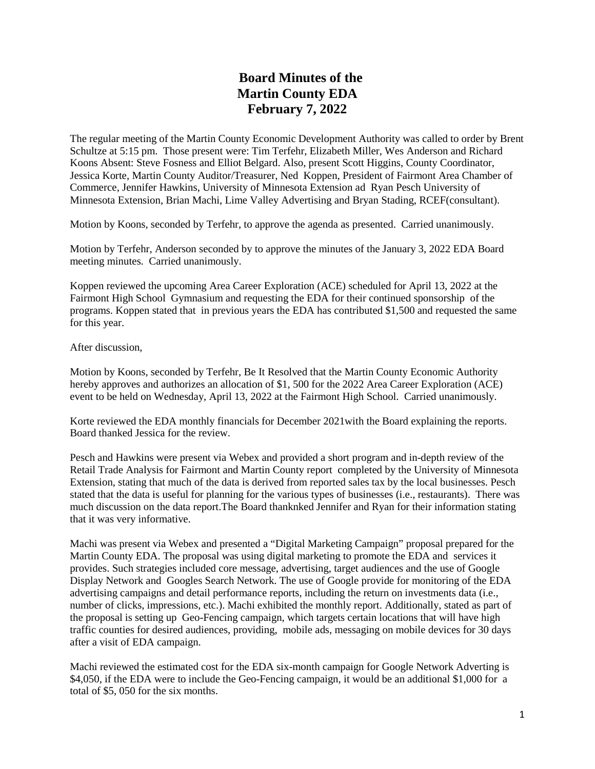# Board Minutes of the Martin County EDA February 7, 2022

The regular meeting of the Martin County Economic Development Authority was called to order by Brent Schultze at 5:15 pm. Those present were: Tim Terfehr, Elizabeth Miller, Wes Anderson and Richard Koons Absent: Steve Fosness and Elliot Belgard. Also, present Scott Higgins, County Coordinator, Jessica Korte, Martin County Auditor/Treasurer, Ned Koppen, President of Fairmont Area Chamber of Commerce, Jennifer Hawkins, University of Minnesota Extension ad Ryan Pesch University of Minnesota Extension, Brian Machi, Lime Valley Advertising and Bryan Stading, RCEF(consultant).

Motion by Koons, seconded by Terfehr, to approve the agenda as presented. Carried unanimously.

Motion by Terfehr, Anderson seconded by to approve the minutes of the January 3, 2022 EDA Board meeting minutes. Carried unanimously.

Koppen reviewed the upcoming Area Career Exploration (ACE) scheduled for April 13, 2022 at the Fairmont High School Gymnasium and requesting the EDA for their continued sponsorship of the programs. Koppen stated that in previous years the EDA has contributed $1,500 and requested the same for this year.

After discussion,

Motion by Koons, seconded by Terfehr, Be It Resolved that the Martin County Economic Authority hereby approves and authorizes an allocation of $1, 500 for the 2022 Area Career Exploration (ACE) event to be held on Wednesday, April 13, 2022 at the Fairmont High School. Carried unanimously.

Korte reviewed the EDA monthly financials for December 2021with the Board explaining the reports. Board thanked Jessica for the review.

Pesch and Hawkins were present via Webex and provided a short program and in-depth review of the Retail Trade Analysis for Fairmont and Martin County report completed by the University of Minnesota Extension, stating that much of the data is derived from reported sales tax by the local businesses. Pesch stated that the data is useful for planning for the various types of businesses (i.e., restaurants). There was much discussion on the data report.The Board thanknked Jennifer and Ryan for their information stating that it was very informative.

Machi was present via Webex and presented a "Digital Marketing Campaign" proposal prepared for the Martin County EDA. The proposal was using digital marketing to promote the EDA and services it provides. Such strategies included core message, advertising, target audiences and the use of Google Display Network and Googles Search Network. The use of Google provide for monitoring of the EDA advertising campaigns and detail performance reports, including the return on investments data (i.e., number of clicks, impressions, etc.). Machi exhibited the monthly report. Additionally, stated as part of the proposal is setting up Geo-Fencing campaign, which targets certain locations that will have high traffic counties for desired audiences, providing, mobile ads, messaging on mobile devices for 30 days after a visit of EDA campaign.

Machi reviewed the estimated cost for the EDA six-month campaign for Google Network Adverting is $4,050, if the EDA were to include the Geo-Fencing campaign, it would be an additional $1,000 for a total of $5, 050 for the six months.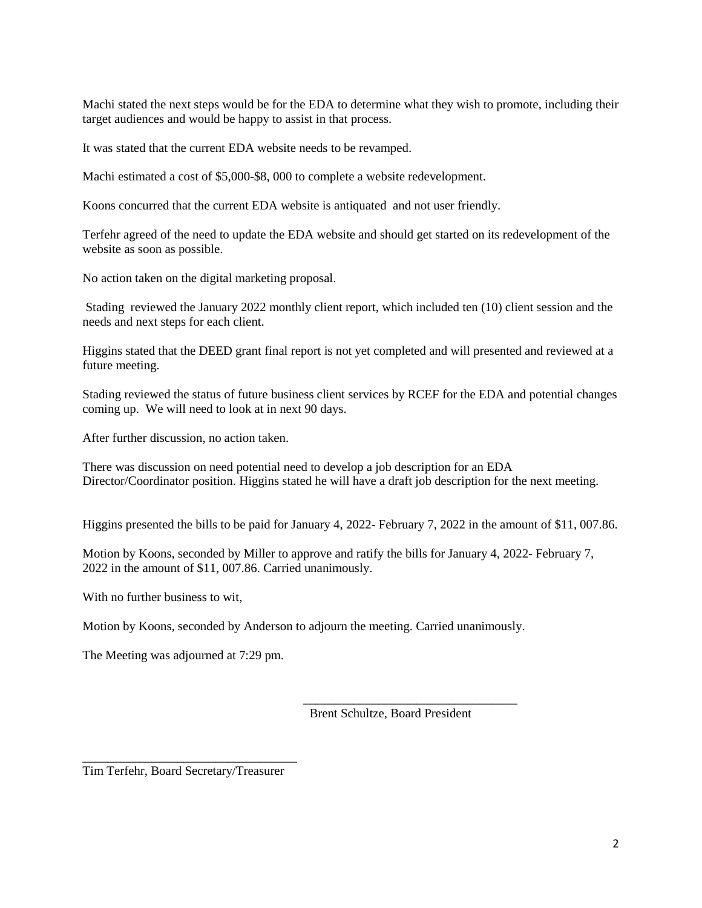Machi stated the next steps would be for the EDA to determine what they wish to promote, including their target audiences and would be happy to assist in that process.

It was stated that the current EDA website needs to be revamped.

Machi estimated a cost of $5,000-$8, 000 to complete a website redevelopment.

Koons concurred that the current EDA website is antiquated and not user friendly.

Terfehr agreed of the need to update the EDA website and should get started on its redevelopment of the website as soon as possible.

No action taken on the digital marketing proposal.

Stading reviewed the January 2022 monthly client report, which included ten (10) client session and the needs and next steps for each client.

Higgins stated that the DEED grant final report is not yet completed and will presented and reviewed at a future meeting.

Stading reviewed the status of future business client services by RCEF for the EDA and potential changes coming up. We will need to look at in next 90 days.

After further discussion, no action taken.

There was discussion on need potential need to develop a job description for an EDA Director/Coordinator position. Higgins stated he will have a draft job description for the next meeting.

Higgins presented the bills to be paid for January 4, 2022- February 7, 2022 in the amount of $11, 007.86.

Motion by Koons, seconded by Miller to approve and ratify the bills for January 4, 2022- February 7, 2022 in the amount of $11, 007.86. Carried unanimously.

With no further business to wit,

Motion by Koons, seconded by Anderson to adjourn the meeting. Carried unanimously.

The Meeting was adjourned at 7:29 pm.

\_\_\_\_\_\_\_\_\_\_\_\_\_\_\_\_\_\_\_\_\_\_\_\_\_\_\_\_\_\_\_\_\_\_

Brent Schultze, Board President

\_\_\_\_\_\_\_\_\_\_\_\_\_\_\_\_\_\_\_\_\_\_\_\_\_\_\_\_\_\_\_\_\_\_

Tim Terfehr, Board Secretary/Treasurer